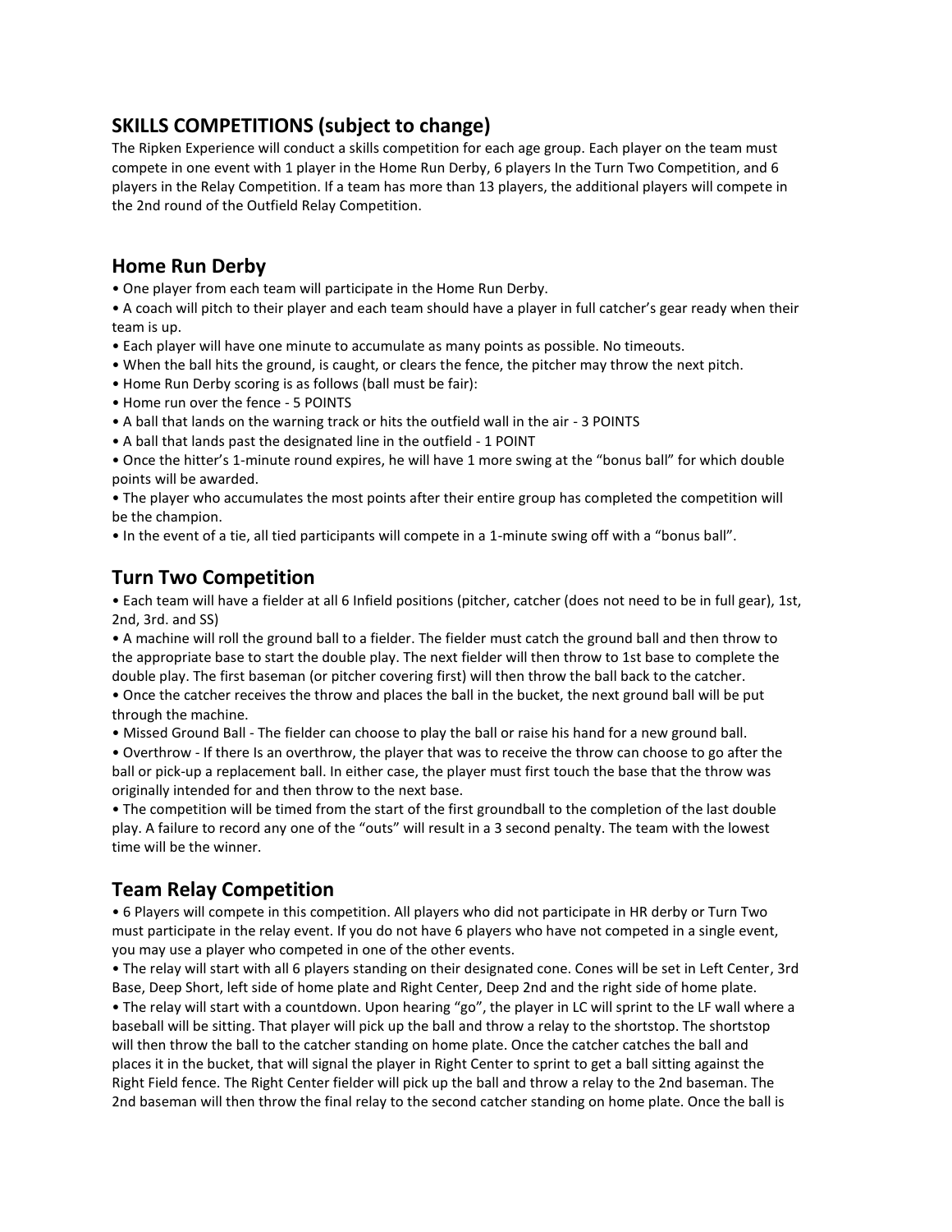## SKILLS COMPETITIONS (subject to change)

The Ripken Experience will conduct a skills competition for each age group. Each player on the team must compete in one event with 1 player in the Home Run Derby, 6 players In the Turn Two Competition, and 6 players in the Relay Competition. If a team has more than 13 players, the additional players will compete in the 2nd round of the Outfield Relay Competition.

## Home Run Derby

• One player from each team will participate in the Home Run Derby.
• A coach will pitch to their player and each team should have a player in full catcher's gear ready when their team is up.
• Each player will have one minute to accumulate as many points as possible. No timeouts.
• When the ball hits the ground, is caught, or clears the fence, the pitcher may throw the next pitch.
• Home Run Derby scoring is as follows (ball must be fair):
• Home run over the fence - 5 POINTS
• A ball that lands on the warning track or hits the outfield wall in the air - 3 POINTS
• A ball that lands past the designated line in the outfield - 1 POINT
• Once the hitter's 1-minute round expires, he will have 1 more swing at the "bonus ball" for which double points will be awarded.
• The player who accumulates the most points after their entire group has completed the competition will be the champion.
• In the event of a tie, all tied participants will compete in a 1-minute swing off with a "bonus ball".

## Turn Two Competition

• Each team will have a fielder at all 6 Infield positions (pitcher, catcher (does not need to be in full gear), 1st, 2nd, 3rd. and SS)
• A machine will roll the ground ball to a fielder. The fielder must catch the ground ball and then throw to the appropriate base to start the double play. The next fielder will then throw to 1st base to complete the double play. The first baseman (or pitcher covering first) will then throw the ball back to the catcher.
• Once the catcher receives the throw and places the ball in the bucket, the next ground ball will be put through the machine.
• Missed Ground Ball - The fielder can choose to play the ball or raise his hand for a new ground ball.
• Overthrow - If there Is an overthrow, the player that was to receive the throw can choose to go after the ball or pick-up a replacement ball. In either case, the player must first touch the base that the throw was originally intended for and then throw to the next base.
• The competition will be timed from the start of the first groundball to the completion of the last double play. A failure to record any one of the "outs" will result in a 3 second penalty. The team with the lowest time will be the winner.

## Team Relay Competition

• 6 Players will compete in this competition. All players who did not participate in HR derby or Turn Two must participate in the relay event. If you do not have 6 players who have not competed in a single event, you may use a player who competed in one of the other events.
• The relay will start with all 6 players standing on their designated cone. Cones will be set in Left Center, 3rd Base, Deep Short, left side of home plate and Right Center, Deep 2nd and the right side of home plate.
• The relay will start with a countdown. Upon hearing "go", the player in LC will sprint to the LF wall where a baseball will be sitting. That player will pick up the ball and throw a relay to the shortstop. The shortstop will then throw the ball to the catcher standing on home plate. Once the catcher catches the ball and places it in the bucket, that will signal the player in Right Center to sprint to get a ball sitting against the Right Field fence. The Right Center fielder will pick up the ball and throw a relay to the 2nd baseman. The 2nd baseman will then throw the final relay to the second catcher standing on home plate. Once the ball is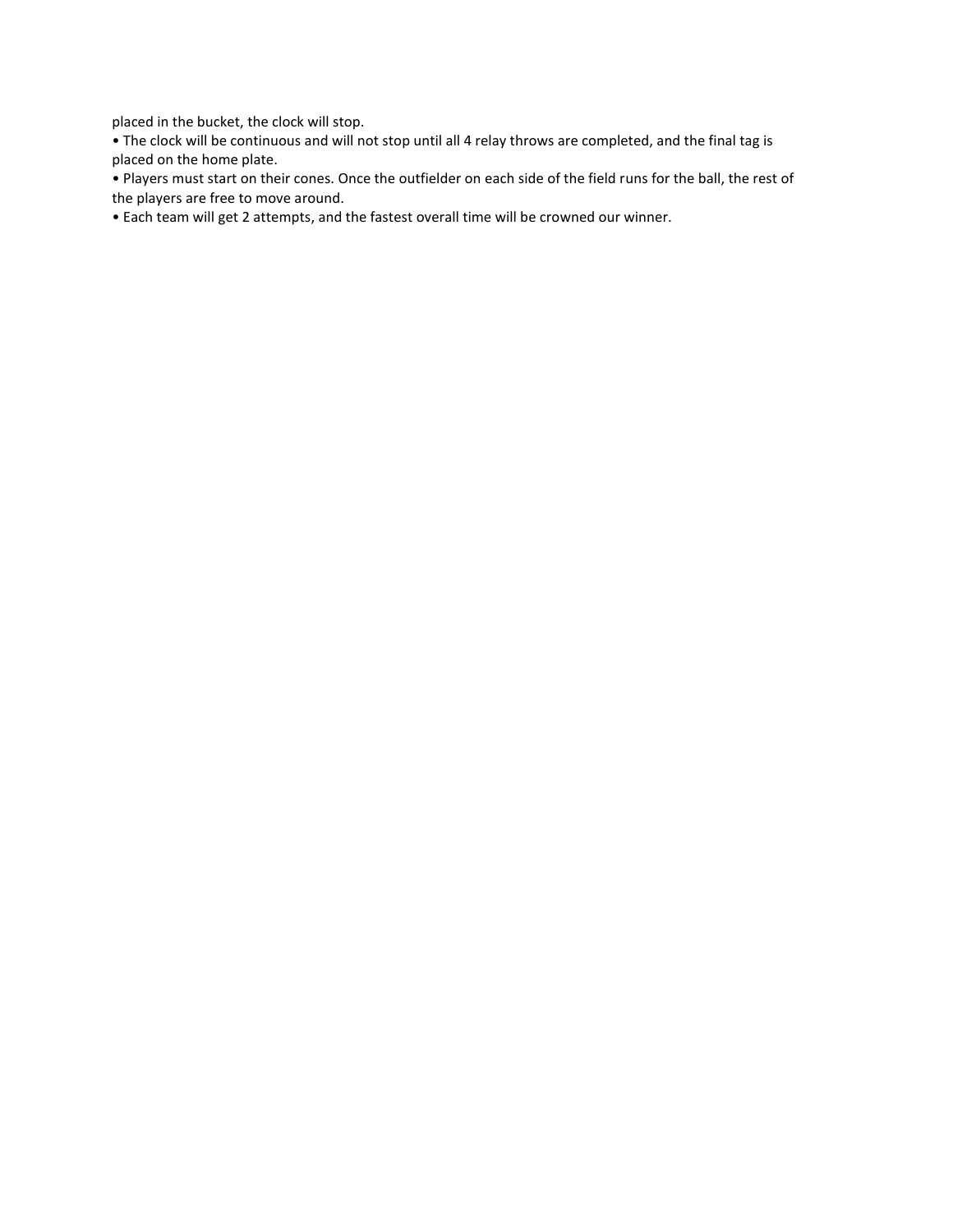placed in the bucket, the clock will stop.

- The clock will be continuous and will not stop until all 4 relay throws are completed, and the final tag is placed on the home plate.
- Players must start on their cones. Once the outfielder on each side of the field runs for the ball, the rest of the players are free to move around.
- Each team will get 2 attempts, and the fastest overall time will be crowned our winner.